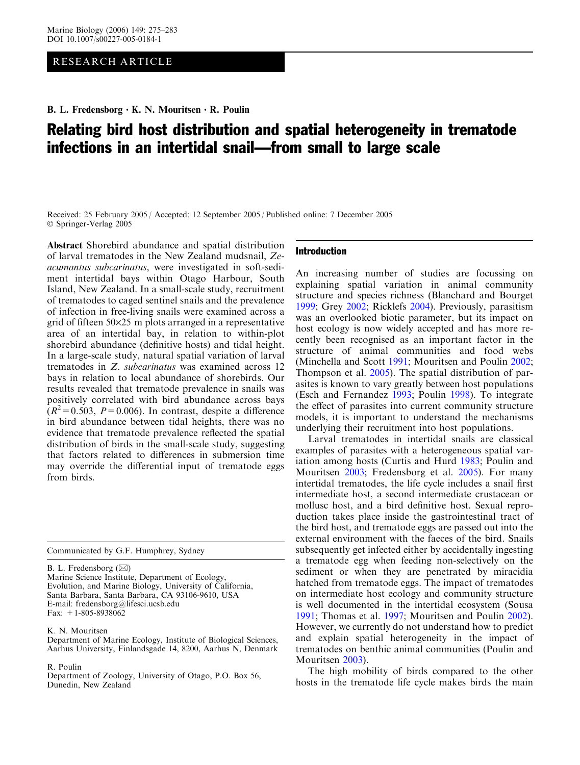RESEARCH ARTICLE

**B. L. Fredensborg · K. N. Mouritsen · R. Poulin**

# Relating bird host distribution and spatial heterogeneity in trematode infections in an intertidal snail—from small to large scale

Received: 25 February 2005 / Accepted: 12 September 2005 / Published online: 7 December 2005
© Springer-Verlag 2005

**Abstract** Shorebird abundance and spatial distribution of larval trematodes in the New Zealand mudsnail, *Zeacumantus subcarinatus*, were investigated in soft-sediment intertidal bays within Otago Harbour, South Island, New Zealand. In a small-scale study, recruitment of trematodes to caged sentinel snails and the prevalence of infection in free-living snails were examined across a grid of fifteen 50×25 m plots arranged in a representative area of an intertidal bay, in relation to within-plot shorebird abundance (definitive hosts) and tidal height. In a large-scale study, natural spatial variation of larval trematodes in *Z. subcarinatus* was examined across 12 bays in relation to local abundance of shorebirds. Our results revealed that trematode prevalence in snails was positively correlated with bird abundance across bays ($R^2 = 0.503$, $P = 0.006$). In contrast, despite a difference in bird abundance between tidal heights, there was no evidence that trematode prevalence reflected the spatial distribution of birds in the small-scale study, suggesting that factors related to differences in submersion time may override the differential input of trematode eggs from birds.

Communicated by G.F. Humphrey, Sydney

B. L. Fredensborg (✉)
Marine Science Institute, Department of Ecology, Evolution, and Marine Biology, University of California, Santa Barbara, Santa Barbara, CA 93106-9610, USA
E-mail: fredensborg@lifesci.ucsb.edu
Fax: +1-805-8938062

K. N. Mouritsen
Department of Marine Ecology, Institute of Biological Sciences, Aarhus University, Finlandsgade 14, 8200, Aarhus N, Denmark

R. Poulin
Department of Zoology, University of Otago, P.O. Box 56, Dunedin, New Zealand

## Introduction

An increasing number of studies are focussing on explaining spatial variation in animal community structure and species richness (Blanchard and Bourget 1999; Grey 2002; Ricklefs 2004). Previously, parasitism was an overlooked biotic parameter, but its impact on host ecology is now widely accepted and has more recently been recognised as an important factor in the structure of animal communities and food webs (Minchella and Scott 1991; Mouritsen and Poulin 2002; Thompson et al. 2005). The spatial distribution of parasites is known to vary greatly between host populations (Esch and Fernandez 1993; Poulin 1998). To integrate the effect of parasites into current community structure models, it is important to understand the mechanisms underlying their recruitment into host populations.

Larval trematodes in intertidal snails are classical examples of parasites with a heterogeneous spatial variation among hosts (Curtis and Hurd 1983; Poulin and Mouritsen 2003; Fredensborg et al. 2005). For many intertidal trematodes, the life cycle includes a snail first intermediate host, a second intermediate crustacean or mollusc host, and a bird definitive host. Sexual reproduction takes place inside the gastrointestinal tract of the bird host, and trematode eggs are passed out into the external environment with the faeces of the bird. Snails subsequently get infected either by accidentally ingesting a trematode egg when feeding non-selectively on the sediment or when they are penetrated by miracidia hatched from trematode eggs. The impact of trematodes on intermediate host ecology and community structure is well documented in the intertidal ecosystem (Sousa 1991; Thomas et al. 1997; Mouritsen and Poulin 2002). However, we currently do not understand how to predict and explain spatial heterogeneity in the impact of trematodes on benthic animal communities (Poulin and Mouritsen 2003).

The high mobility of birds compared to the other hosts in the trematode life cycle makes birds the main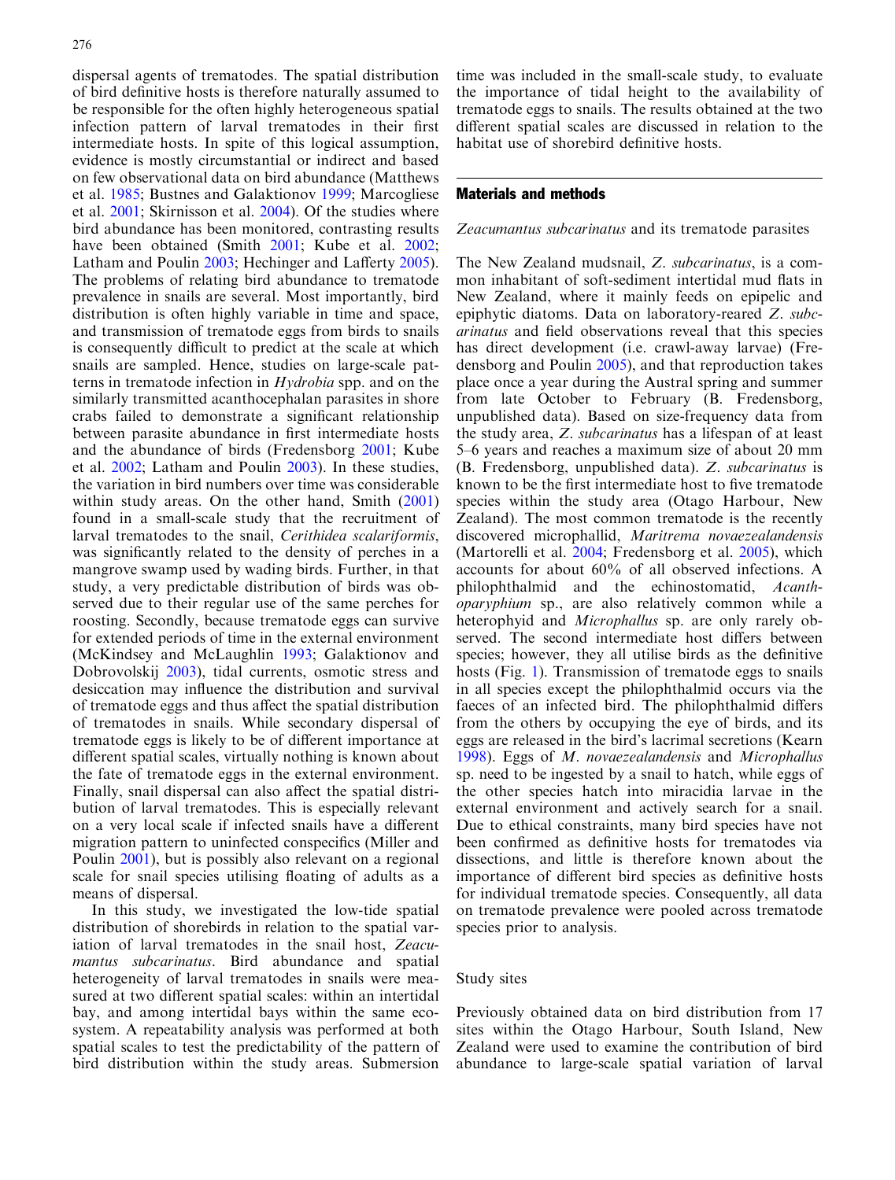dispersal agents of trematodes. The spatial distribution of bird definitive hosts is therefore naturally assumed to be responsible for the often highly heterogeneous spatial infection pattern of larval trematodes in their first intermediate hosts. In spite of this logical assumption, evidence is mostly circumstantial or indirect and based on few observational data on bird abundance (Matthews et al. 1985; Bustnes and Galaktionov 1999; Marcogliese et al. 2001; Skirnisson et al. 2004). Of the studies where bird abundance has been monitored, contrasting results have been obtained (Smith 2001; Kube et al. 2002; Latham and Poulin 2003; Hechinger and Lafferty 2005). The problems of relating bird abundance to trematode prevalence in snails are several. Most importantly, bird distribution is often highly variable in time and space, and transmission of trematode eggs from birds to snails is consequently difficult to predict at the scale at which snails are sampled. Hence, studies on large-scale patterns in trematode infection in *Hydrobia* spp. and on the similarly transmitted acanthocephalan parasites in shore crabs failed to demonstrate a significant relationship between parasite abundance in first intermediate hosts and the abundance of birds (Fredensborg 2001; Kube et al. 2002; Latham and Poulin 2003). In these studies, the variation in bird numbers over time was considerable within study areas. On the other hand, Smith (2001) found in a small-scale study that the recruitment of larval trematodes to the snail, *Cerithidea scalariformis*, was significantly related to the density of perches in a mangrove swamp used by wading birds. Further, in that study, a very predictable distribution of birds was observed due to their regular use of the same perches for roosting. Secondly, because trematode eggs can survive for extended periods of time in the external environment (McKindsey and McLaughlin 1993; Galaktionov and Dobrovolskij 2003), tidal currents, osmotic stress and desiccation may influence the distribution and survival of trematode eggs and thus affect the spatial distribution of trematodes in snails. While secondary dispersal of trematode eggs is likely to be of different importance at different spatial scales, virtually nothing is known about the fate of trematode eggs in the external environment. Finally, snail dispersal can also affect the spatial distribution of larval trematodes. This is especially relevant on a very local scale if infected snails have a different migration pattern to uninfected conspecifics (Miller and Poulin 2001), but is possibly also relevant on a regional scale for snail species utilising floating of adults as a means of dispersal.

In this study, we investigated the low-tide spatial distribution of shorebirds in relation to the spatial variation of larval trematodes in the snail host, *Zeacumantus subcarinatus*. Bird abundance and spatial heterogeneity of larval trematodes in snails were measured at two different spatial scales: within an intertidal bay, and among intertidal bays within the same ecosystem. A repeatability analysis was performed at both spatial scales to test the predictability of the pattern of bird distribution within the study areas. Submersion time was included in the small-scale study, to evaluate the importance of tidal height to the availability of trematode eggs to snails. The results obtained at the two different spatial scales are discussed in relation to the habitat use of shorebird definitive hosts.

## Materials and methods

### *Zeacumantus subcarinatus* and its trematode parasites

The New Zealand mudsnail, *Z. subcarinatus*, is a common inhabitant of soft-sediment intertidal mud flats in New Zealand, where it mainly feeds on epipelic and epiphytic diatoms. Data on laboratory-reared *Z. subcarinatus* and field observations reveal that this species has direct development (i.e. crawl-away larvae) (Fredensborg and Poulin 2005), and that reproduction takes place once a year during the Austral spring and summer from late October to February (B. Fredensborg, unpublished data). Based on size-frequency data from the study area, *Z. subcarinatus* has a lifespan of at least 5–6 years and reaches a maximum size of about 20 mm (B. Fredensborg, unpublished data). *Z. subcarinatus* is known to be the first intermediate host to five trematode species within the study area (Otago Harbour, New Zealand). The most common trematode is the recently discovered microphallid, *Maritrema novaezealandensis* (Martorelli et al. 2004; Fredensborg et al. 2005), which accounts for about 60% of all observed infections. A philophthalmid and the echinostomatid, *Acanthoparyphium* sp., are also relatively common while a heterophyid and *Microphallus* sp. are only rarely observed. The second intermediate host differs between species; however, they all utilise birds as the definitive hosts (Fig. 1). Transmission of trematode eggs to snails in all species except the philophthalmid occurs via the faeces of an infected bird. The philophthalmid differs from the others by occupying the eye of birds, and its eggs are released in the bird's lacrimal secretions (Kearn 1998). Eggs of *M. novaezealandensis* and *Microphallus* sp. need to be ingested by a snail to hatch, while eggs of the other species hatch into miracidia larvae in the external environment and actively search for a snail. Due to ethical constraints, many bird species have not been confirmed as definitive hosts for trematodes via dissections, and little is therefore known about the importance of different bird species as definitive hosts for individual trematode species. Consequently, all data on trematode prevalence were pooled across trematode species prior to analysis.

### Study sites

Previously obtained data on bird distribution from 17 sites within the Otago Harbour, South Island, New Zealand were used to examine the contribution of bird abundance to large-scale spatial variation of larval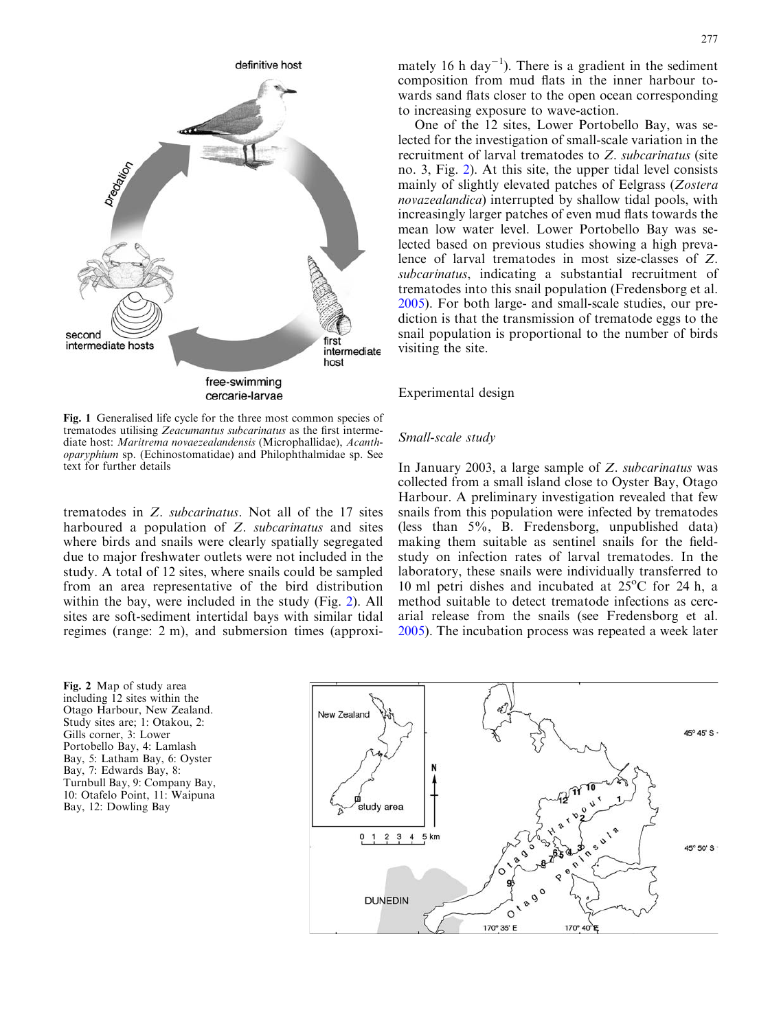Fig. 1 Generalised life cycle for the three most common species of trematodes utilising *Zeacumantus subcarinatus* as the first intermediate host: *Maritrema novaezealandensis* (Microphallidae), *Acanthoparyphium* sp. (Echinostomatidae) and Philophthalmidae sp. See text for further details

trematodes in *Z. subcarinatus*. Not all of the 17 sites harboured a population of *Z. subcarinatus* and sites where birds and snails were clearly spatially segregated due to major freshwater outlets were not included in the study. A total of 12 sites, where snails could be sampled from an area representative of the bird distribution within the bay, were included in the study (Fig. 2). All sites are soft-sediment intertidal bays with similar tidal regimes (range: 2 m), and submersion times (approximately 16 h day$^{-1}$). There is a gradient in the sediment composition from mud flats in the inner harbour towards sand flats closer to the open ocean corresponding to increasing exposure to wave-action.

One of the 12 sites, Lower Portobello Bay, was selected for the investigation of small-scale variation in the recruitment of larval trematodes to *Z. subcarinatus* (site no. 3, Fig. 2). At this site, the upper tidal level consists mainly of slightly elevated patches of Eelgrass (*Zostera novazealandica*) interrupted by shallow tidal pools, with increasingly larger patches of even mud flats towards the mean low water level. Lower Portobello Bay was selected based on previous studies showing a high prevalence of larval trematodes in most size-classes of *Z. subcarinatus*, indicating a substantial recruitment of trematodes into this snail population (Fredensborg et al. 2005). For both large- and small-scale studies, our prediction is that the transmission of trematode eggs to the snail population is proportional to the number of birds visiting the site.

## Experimental design

### Small-scale study

In January 2003, a large sample of *Z. subcarinatus* was collected from a small island close to Oyster Bay, Otago Harbour. A preliminary investigation revealed that few snails from this population were infected by trematodes (less than 5%, B. Fredensborg, unpublished data) making them suitable as sentinel snails for the field-study on infection rates of larval trematodes. In the laboratory, these snails were individually transferred to 10 ml petri dishes and incubated at 25°C for 24 h, a method suitable to detect trematode infections as cercarial release from the snails (see Fredensborg et al. 2005). The incubation process was repeated a week later

Fig. 2 Map of study area including 12 sites within the Otago Harbour, New Zealand. Study sites are; 1: Otakou, 2: Gills corner, 3: Lower Portobello Bay, 4: Lamlash Bay, 5: Latham Bay, 6: Oyster Bay, 7: Edwards Bay, 8: Turnbull Bay, 9: Company Bay, 10: Otafelo Point, 11: Waipuna Bay, 12: Dowling Bay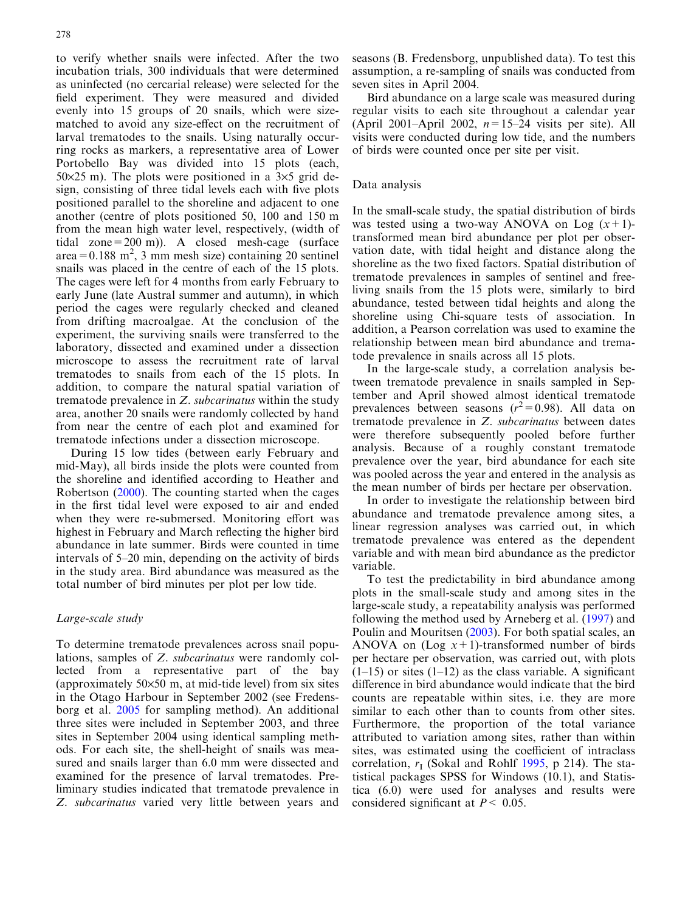to verify whether snails were infected. After the two incubation trials, 300 individuals that were determined as uninfected (no cercarial release) were selected for the field experiment. They were measured and divided evenly into 15 groups of 20 snails, which were size-matched to avoid any size-effect on the recruitment of larval trematodes to the snails. Using naturally occurring rocks as markers, a representative area of Lower Portobello Bay was divided into 15 plots (each, 50×25 m). The plots were positioned in a 3×5 grid design, consisting of three tidal levels each with five plots positioned parallel to the shoreline and adjacent to one another (centre of plots positioned 50, 100 and 150 m from the mean high water level, respectively, (width of tidal zone = 200 m)). A closed mesh-cage (surface area = 0.188 $m^2$, 3 mm mesh size) containing 20 sentinel snails was placed in the centre of each of the 15 plots. The cages were left for 4 months from early February to early June (late Austral summer and autumn), in which period the cages were regularly checked and cleaned from drifting macroalgae. At the conclusion of the experiment, the surviving snails were transferred to the laboratory, dissected and examined under a dissection microscope to assess the recruitment rate of larval trematodes to snails from each of the 15 plots. In addition, to compare the natural spatial variation of trematode prevalence in *Z. subcarinatus* within the study area, another 20 snails were randomly collected by hand from near the centre of each plot and examined for trematode infections under a dissection microscope.

During 15 low tides (between early February and mid-May), all birds inside the plots were counted from the shoreline and identified according to Heather and Robertson (2000). The counting started when the cages in the first tidal level were exposed to air and ended when they were re-submersed. Monitoring effort was highest in February and March reflecting the higher bird abundance in late summer. Birds were counted in time intervals of 5–20 min, depending on the activity of birds in the study area. Bird abundance was measured as the total number of bird minutes per plot per low tide.

### Large-scale study

To determine trematode prevalences across snail populations, samples of *Z. subcarinatus* were randomly collected from a representative part of the bay (approximately 50×50 m, at mid-tide level) from six sites in the Otago Harbour in September 2002 (see Fredensborg et al. 2005 for sampling method). An additional three sites were included in September 2003, and three sites in September 2004 using identical sampling methods. For each site, the shell-height of snails was measured and snails larger than 6.0 mm were dissected and examined for the presence of larval trematodes. Preliminary studies indicated that trematode prevalence in *Z. subcarinatus* varied very little between years and seasons (B. Fredensborg, unpublished data). To test this assumption, a re-sampling of snails was conducted from seven sites in April 2004.

Bird abundance on a large scale was measured during regular visits to each site throughout a calendar year (April 2001–April 2002, $n = 15$–24 visits per site). All visits were conducted during low tide, and the numbers of birds were counted once per site per visit.

### Data analysis

In the small-scale study, the spatial distribution of birds was tested using a two-way ANOVA on Log $(x+1)$-transformed mean bird abundance per plot per observation date, with tidal height and distance along the shoreline as the two fixed factors. Spatial distribution of trematode prevalences in samples of sentinel and free-living snails from the 15 plots were, similarly to bird abundance, tested between tidal heights and along the shoreline using Chi-square tests of association. In addition, a Pearson correlation was used to examine the relationship between mean bird abundance and trematode prevalence in snails across all 15 plots.

In the large-scale study, a correlation analysis between trematode prevalence in snails sampled in September and April showed almost identical trematode prevalences between seasons ($r^2 = 0.98$). All data on trematode prevalence in *Z. subcarinatus* between dates were therefore subsequently pooled before further analysis. Because of a roughly constant trematode prevalence over the year, bird abundance for each site was pooled across the year and entered in the analysis as the mean number of birds per hectare per observation.

In order to investigate the relationship between bird abundance and trematode prevalence among sites, a linear regression analyses was carried out, in which trematode prevalence was entered as the dependent variable and with mean bird abundance as the predictor variable.

To test the predictability in bird abundance among plots in the small-scale study and among sites in the large-scale study, a repeatability analysis was performed following the method used by Arneberg et al. (1997) and Poulin and Mouritsen (2003). For both spatial scales, an ANOVA on (Log $x+1$)-transformed number of birds per hectare per observation, was carried out, with plots (1–15) or sites (1–12) as the class variable. A significant difference in bird abundance would indicate that the bird counts are repeatable within sites, i.e. they are more similar to each other than to counts from other sites. Furthermore, the proportion of the total variance attributed to variation among sites, rather than within sites, was estimated using the coefficient of intraclass correlation, $r_I$ (Sokal and Rohlf 1995, p 214). The statistical packages SPSS for Windows (10.1), and Statistica (6.0) were used for analyses and results were considered significant at $P < 0.05$.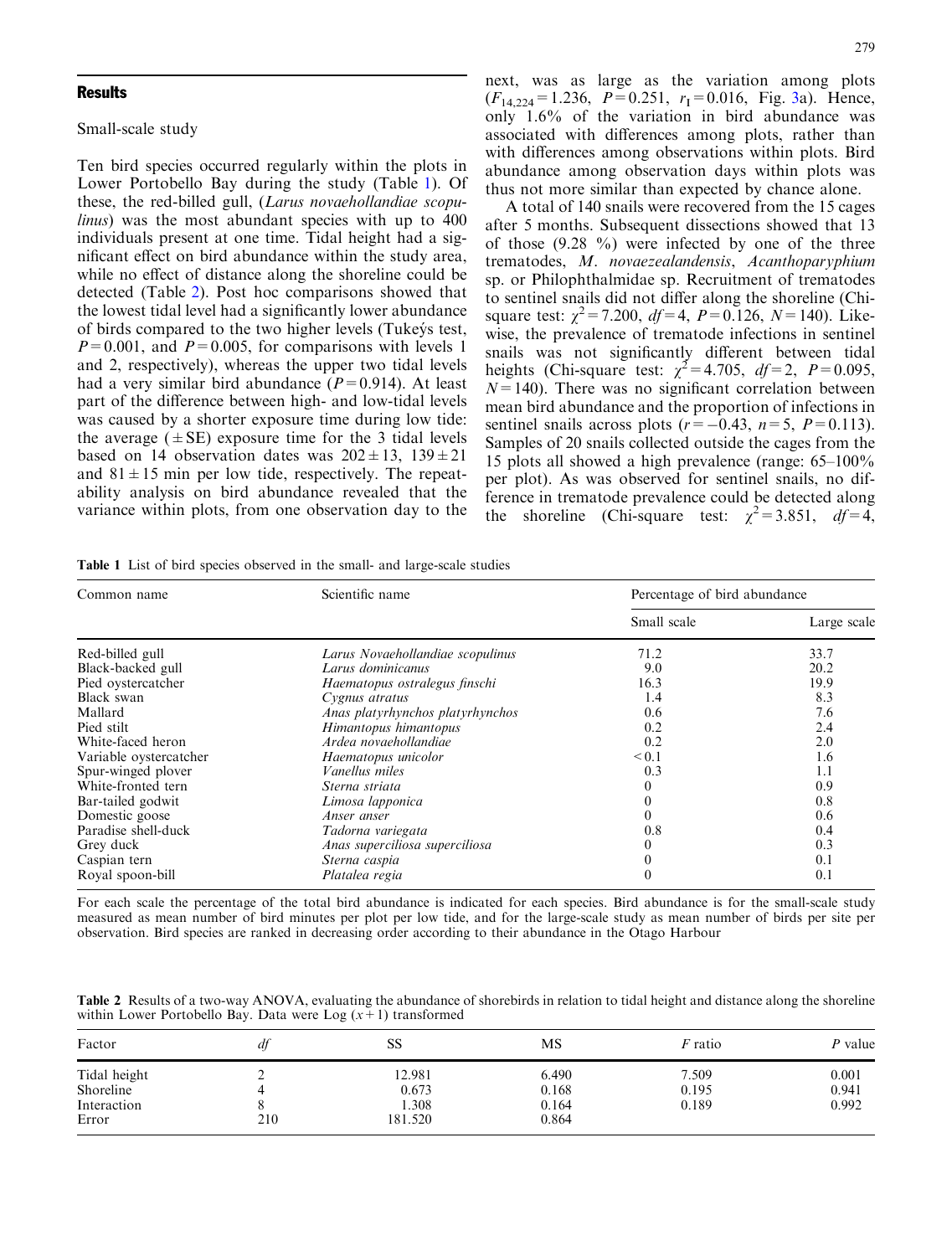## Results

### Small-scale study

Ten bird species occurred regularly within the plots in Lower Portobello Bay during the study (Table 1). Of these, the red-billed gull, (*Larus novaehollandiae scopulinus*) was the most abundant species with up to 400 individuals present at one time. Tidal height had a significant effect on bird abundance within the study area, while no effect of distance along the shoreline could be detected (Table 2). Post hoc comparisons showed that the lowest tidal level had a significantly lower abundance of birds compared to the two higher levels (Tukeýs test, $P = 0.001$, and $P = 0.005$, for comparisons with levels 1 and 2, respectively), whereas the upper two tidal levels had a very similar bird abundance ($P = 0.914$). At least part of the difference between high- and low-tidal levels was caused by a shorter exposure time during low tide: the average ($\pm$SE) exposure time for the 3 tidal levels based on 14 observation dates was $202 \pm 13$, $139 \pm 21$ and $81 \pm 15$ min per low tide, respectively. The repeatability analysis on bird abundance revealed that the variance within plots, from one observation day to the next, was as large as the variation among plots ($F_{14,224} = 1.236$, $P = 0.251$, $r_I = 0.016$, Fig. 3a). Hence, only 1.6% of the variation in bird abundance was associated with differences among plots, rather than with differences among observations within plots. Bird abundance among observation days within plots was thus not more similar than expected by chance alone.

A total of 140 snails were recovered from the 15 cages after 5 months. Subsequent dissections showed that 13 of those (9.28 %) were infected by one of the three trematodes, *M. novaezealandensis*, *Acanthoparyphium* sp. or Philophthalmidae sp. Recruitment of trematodes to sentinel snails did not differ along the shoreline (Chi-square test: $\chi^2 = 7.200$, $df = 4$, $P = 0.126$, $N = 140$). Likewise, the prevalence of trematode infections in sentinel snails was not significantly different between tidal heights (Chi-square test: $\chi^2 = 4.705$, $df = 2$, $P = 0.095$, $N = 140$). There was no significant correlation between mean bird abundance and the proportion of infections in sentinel snails across plots ($r = -0.43$, $n = 5$, $P = 0.113$). Samples of 20 snails collected outside the cages from the 15 plots all showed a high prevalence (range: 65–100% per plot). As was observed for sentinel snails, no difference in trematode prevalence could be detected along the shoreline (Chi-square test: $\chi^2 = 3.851$, $df = 4$,

**Table 1** List of bird species observed in the small- and large-scale studies

| Common name | Scientific name | Percentage of bird abundance | |
|---|---|---|---|
| | | Small scale | Large scale |
| Red-billed gull | *Larus Novaehollandiae scopulinus* | 71.2 | 33.7 |
| Black-backed gull | *Larus dominicanus* | 9.0 | 20.2 |
| Pied oystercatcher | *Haematopus ostralegus finschi* | 16.3 | 19.9 |
| Black swan | *Cygnus atratus* | 1.4 | 8.3 |
| Mallard | *Anas platyrhynchos platyrhynchos* | 0.6 | 7.6 |
| Pied stilt | *Himantopus himantopus* | 0.2 | 2.4 |
| White-faced heron | *Ardea novaehollandiae* | 0.2 | 2.0 |
| Variable oystercatcher | *Haematopus unicolor* | < 0.1 | 1.6 |
| Spur-winged plover | *Vanellus miles* | 0.3 | 1.1 |
| White-fronted tern | *Sterna striata* | 0 | 0.9 |
| Bar-tailed godwit | *Limosa lapponica* | 0 | 0.8 |
| Domestic goose | *Anser anser* | 0 | 0.6 |
| Paradise shell-duck | *Tadorna variegata* | 0.8 | 0.4 |
| Grey duck | *Anas superciliosa superciliosa* | 0 | 0.3 |
| Caspian tern | *Sterna caspia* | 0 | 0.1 |
| Royal spoon-bill | *Platalea regia* | 0 | 0.1 |

For each scale the percentage of the total bird abundance is indicated for each species. Bird abundance is for the small-scale study measured as mean number of bird minutes per plot per low tide, and for the large-scale study as mean number of birds per site per observation. Bird species are ranked in decreasing order according to their abundance in the Otago Harbour

**Table 2** Results of a two-way ANOVA, evaluating the abundance of shorebirds in relation to tidal height and distance along the shoreline within Lower Portobello Bay. Data were Log $(x+1)$ transformed

| Factor | *df* | SS | MS | *F* ratio | *P* value |
|---|---|---|---|---|---|
| Tidal height | 2 | 12.981 | 6.490 | 7.509 | 0.001 |
| Shoreline | 4 | 0.673 | 0.168 | 0.195 | 0.941 |
| Interaction | 8 | 1.308 | 0.164 | 0.189 | 0.992 |
| Error | 210 | 181.520 | 0.864 | | |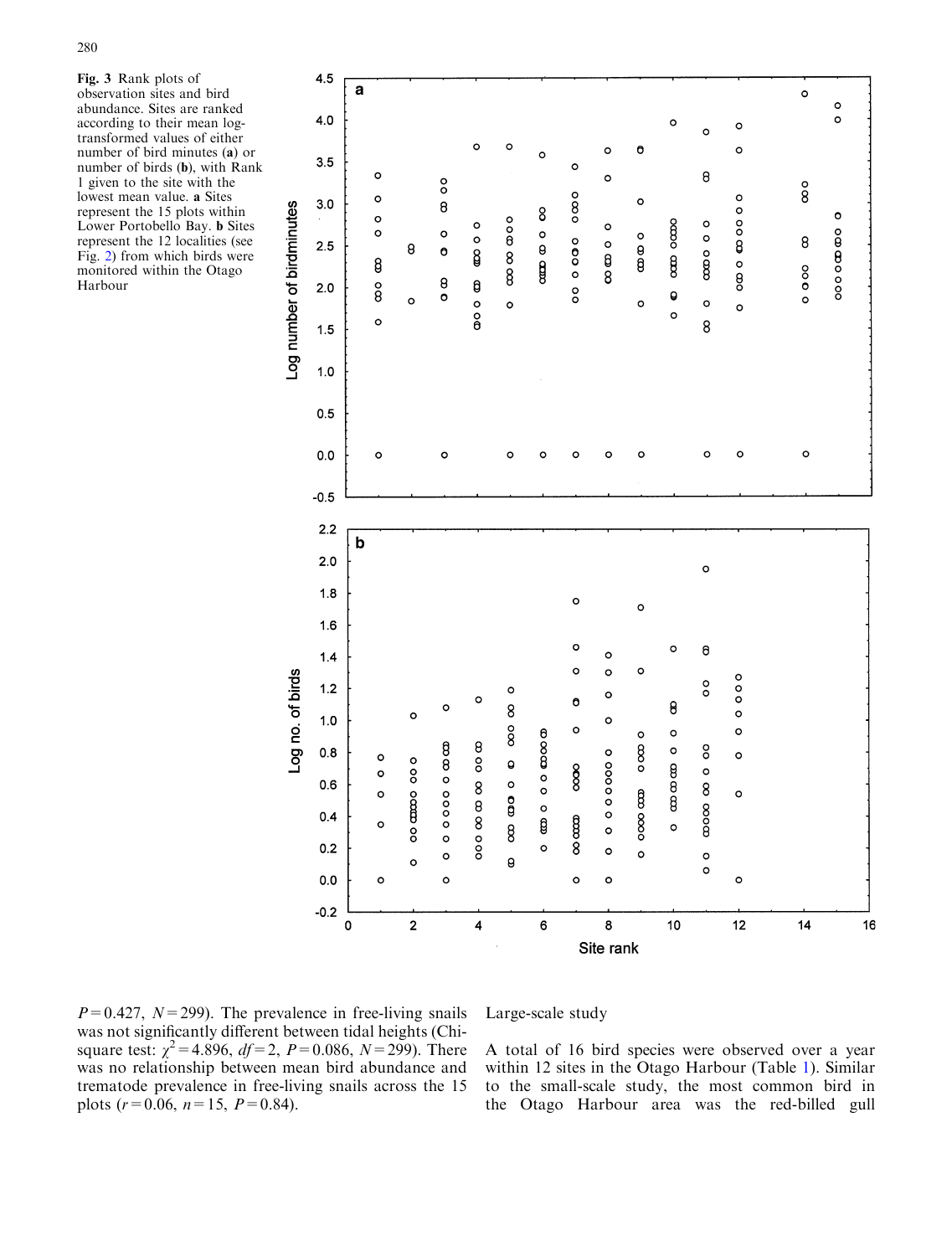**Fig. 3** Rank plots of observation sites and bird abundance. Sites are ranked according to their mean log-transformed values of either number of bird minutes (**a**) or number of birds (**b**), with Rank 1 given to the site with the lowest mean value. **a** Sites represent the 15 plots within Lower Portobello Bay. **b** Sites represent the 12 localities (see Fig. 2) from which birds were monitored within the Otago Harbour

$P = 0.427$, $N = 299$). The prevalence in free-living snails was not significantly different between tidal heights (Chi-square test: $\chi^2 = 4.896$, $df = 2$, $P = 0.086$, $N = 299$). There was no relationship between mean bird abundance and trematode prevalence in free-living snails across the 15 plots ($r = 0.06$, $n = 15$, $P = 0.84$).

Large-scale study

A total of 16 bird species were observed over a year within 12 sites in the Otago Harbour (Table 1). Similar to the small-scale study, the most common bird in the Otago Harbour area was the red-billed gull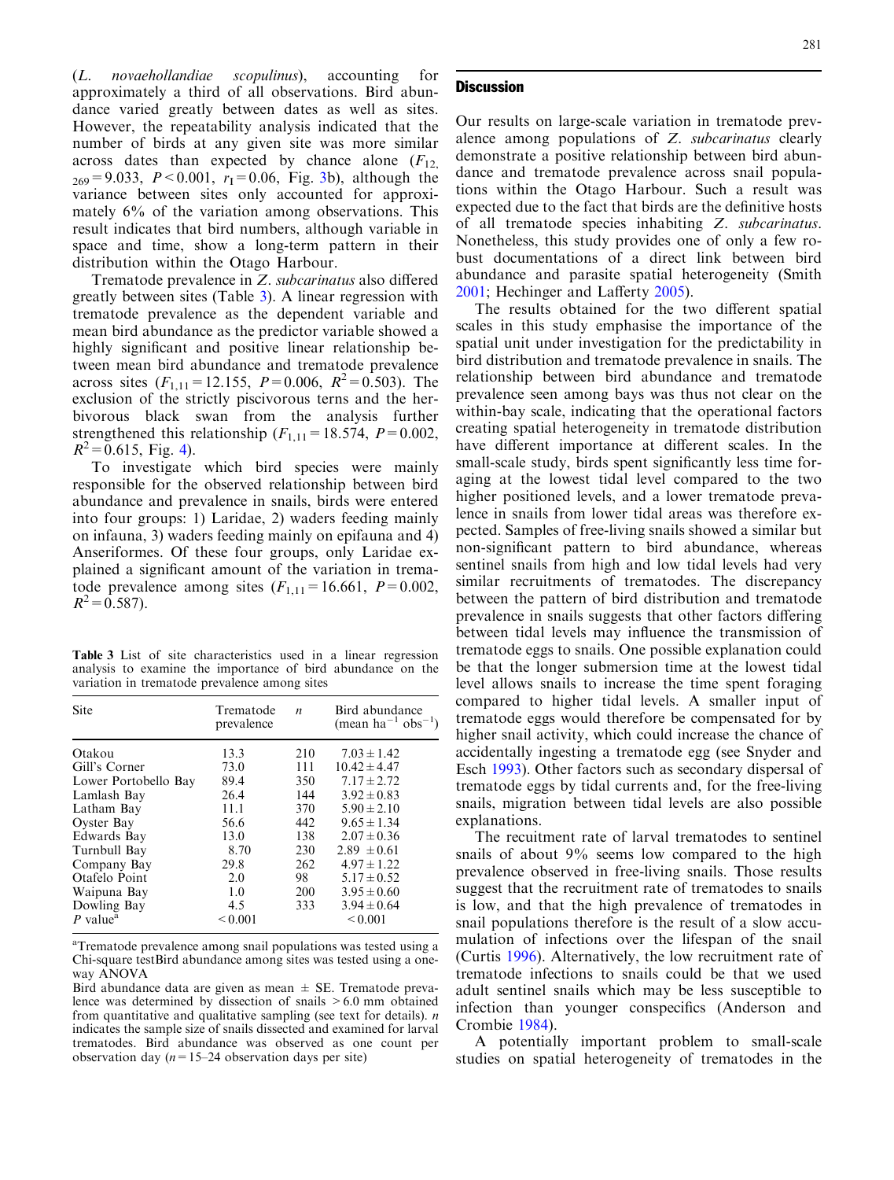(*L. novaehollandiae scopulinus*), accounting for approximately a third of all observations. Bird abundance varied greatly between dates as well as sites. However, the repeatability analysis indicated that the number of birds at any given site was more similar across dates than expected by chance alone ($F_{12, 269} = 9.033$, $P < 0.001$, $r_I = 0.06$, Fig. 3b), although the variance between sites only accounted for approximately 6% of the variation among observations. This result indicates that bird numbers, although variable in space and time, show a long-term pattern in their distribution within the Otago Harbour.

Trematode prevalence in *Z. subcarinatus* also differed greatly between sites (Table 3). A linear regression with trematode prevalence as the dependent variable and mean bird abundance as the predictor variable showed a highly significant and positive linear relationship between mean bird abundance and trematode prevalence across sites ($F_{1,11} = 12.155$, $P = 0.006$, $R^2 = 0.503$). The exclusion of the strictly piscivorous terns and the herbivorous black swan from the analysis further strengthened this relationship ($F_{1,11} = 18.574$, $P = 0.002$, $R^2 = 0.615$, Fig. 4).

To investigate which bird species were mainly responsible for the observed relationship between bird abundance and prevalence in snails, birds were entered into four groups: 1) Laridae, 2) waders feeding mainly on infauna, 3) waders feeding mainly on epifauna and 4) Anseriformes. Of these four groups, only Laridae explained a significant amount of the variation in trematode prevalence among sites ($F_{1,11} = 16.661$, $P = 0.002$, $R^2 = 0.587$).

**Table 3** List of site characteristics used in a linear regression analysis to examine the importance of bird abundance on the variation in trematode prevalence among sites

| Site | Trematode prevalence | *n* | Bird abundance (mean $ha^{-1}$ $obs^{-1}$) |
|---|---|---|---|
| Otakou | 13.3 | 210 | $7.03 \pm 1.42$ |
| Gill's Corner | 73.0 | 111 | $10.42 \pm 4.47$ |
| Lower Portobello Bay | 89.4 | 350 | $7.17 \pm 2.72$ |
| Lamlash Bay | 26.4 | 144 | $3.92 \pm 0.83$ |
| Latham Bay | 11.1 | 370 | $5.90 \pm 2.10$ |
| Oyster Bay | 56.6 | 442 | $9.65 \pm 1.34$ |
| Edwards Bay | 13.0 | 138 | $2.07 \pm 0.36$ |
| Turnbull Bay | 8.70 | 230 | $2.89 \pm 0.61$ |
| Company Bay | 29.8 | 262 | $4.97 \pm 1.22$ |
| Otafelo Point | 2.0 | 98 | $5.17 \pm 0.52$ |
| Waipuna Bay | 1.0 | 200 | $3.95 \pm 0.60$ |
| Dowling Bay | 4.5 | 333 | $3.94 \pm 0.64$ |
| *P* value[a] | $<0.001$ | | $<0.001$ |

[a]Trematode prevalence among snail populations was tested using a Chi-square testBird abundance among sites was tested using a one-way ANOVA

Bird abundance data are given as mean ± SE. Trematode prevalence was determined by dissection of snails >6.0 mm obtained from quantitative and qualitative sampling (see text for details). *n* indicates the sample size of snails dissected and examined for larval trematodes. Bird abundance was observed as one count per observation day ($n = 15$–$24$ observation days per site)

## Discussion

Our results on large-scale variation in trematode prevalence among populations of *Z. subcarinatus* clearly demonstrate a positive relationship between bird abundance and trematode prevalence across snail populations within the Otago Harbour. Such a result was expected due to the fact that birds are the definitive hosts of all trematode species inhabiting *Z. subcarinatus*. Nonetheless, this study provides one of only a few robust documentations of a direct link between bird abundance and parasite spatial heterogeneity (Smith 2001; Hechinger and Lafferty 2005).

The results obtained for the two different spatial scales in this study emphasise the importance of the spatial unit under investigation for the predictability in bird distribution and trematode prevalence in snails. The relationship between bird abundance and trematode prevalence seen among bays was thus not clear on the within-bay scale, indicating that the operational factors creating spatial heterogeneity in trematode distribution have different importance at different scales. In the small-scale study, birds spent significantly less time foraging at the lowest tidal level compared to the two higher positioned levels, and a lower trematode prevalence in snails from lower tidal areas was therefore expected. Samples of free-living snails showed a similar but non-significant pattern to bird abundance, whereas sentinel snails from high and low tidal levels had very similar recruitments of trematodes. The discrepancy between the pattern of bird distribution and trematode prevalence in snails suggests that other factors differing between tidal levels may influence the transmission of trematode eggs to snails. One possible explanation could be that the longer submersion time at the lowest tidal level allows snails to increase the time spent foraging compared to higher tidal levels. A smaller input of trematode eggs would therefore be compensated for by higher snail activity, which could increase the chance of accidentally ingesting a trematode egg (see Snyder and Esch 1993). Other factors such as secondary dispersal of trematode eggs by tidal currents and, for the free-living snails, migration between tidal levels are also possible explanations.

The recuitment rate of larval trematodes to sentinel snails of about 9% seems low compared to the high prevalence observed in free-living snails. Those results suggest that the recruitment rate of trematodes to snails is low, and that the high prevalence of trematodes in snail populations therefore is the result of a slow accumulation of infections over the lifespan of the snail (Curtis 1996). Alternatively, the low recruitment rate of trematode infections to snails could be that we used adult sentinel snails which may be less susceptible to infection than younger conspecifics (Anderson and Crombie 1984).

A potentially important problem to small-scale studies on spatial heterogeneity of trematodes in the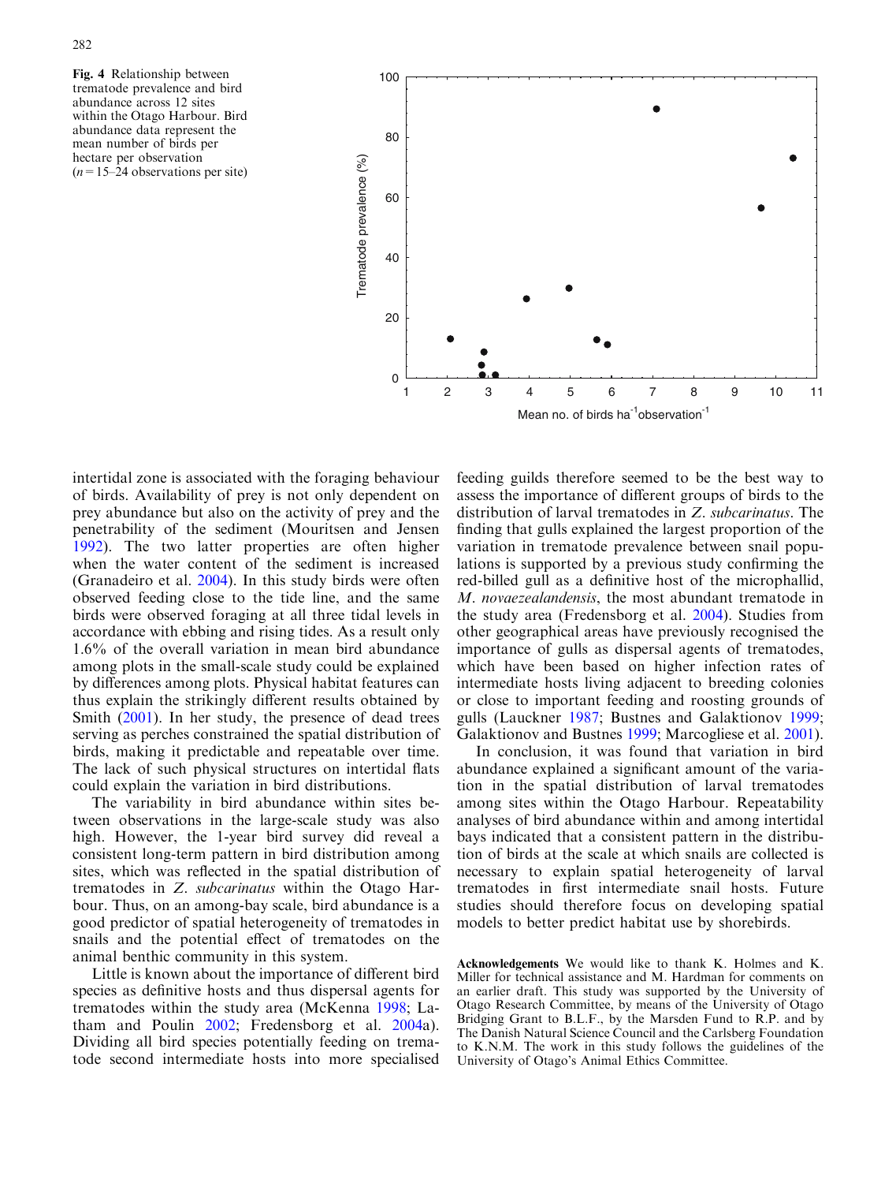**Fig. 4** Relationship between trematode prevalence and bird abundance across 12 sites within the Otago Harbour. Bird abundance data represent the mean number of birds per hectare per observation ($n = 15$–$24$ observations per site)

intertidal zone is associated with the foraging behaviour of birds. Availability of prey is not only dependent on prey abundance but also on the activity of prey and the penetrability of the sediment (Mouritsen and Jensen 1992). The two latter properties are often higher when the water content of the sediment is increased (Granadeiro et al. 2004). In this study birds were often observed feeding close to the tide line, and the same birds were observed foraging at all three tidal levels in accordance with ebbing and rising tides. As a result only 1.6% of the overall variation in mean bird abundance among plots in the small-scale study could be explained by differences among plots. Physical habitat features can thus explain the strikingly different results obtained by Smith (2001). In her study, the presence of dead trees serving as perches constrained the spatial distribution of birds, making it predictable and repeatable over time. The lack of such physical structures on intertidal flats could explain the variation in bird distributions.

The variability in bird abundance within sites between observations in the large-scale study was also high. However, the 1-year bird survey did reveal a consistent long-term pattern in bird distribution among sites, which was reflected in the spatial distribution of trematodes in *Z. subcarinatus* within the Otago Harbour. Thus, on an among-bay scale, bird abundance is a good predictor of spatial heterogeneity of trematodes in snails and the potential effect of trematodes on the animal benthic community in this system.

Little is known about the importance of different bird species as definitive hosts and thus dispersal agents for trematodes within the study area (McKenna 1998; Latham and Poulin 2002; Fredensborg et al. 2004a). Dividing all bird species potentially feeding on trematode second intermediate hosts into more specialised feeding guilds therefore seemed to be the best way to assess the importance of different groups of birds to the distribution of larval trematodes in *Z. subcarinatus*. The finding that gulls explained the largest proportion of the variation in trematode prevalence between snail populations is supported by a previous study confirming the red-billed gull as a definitive host of the microphallid, *M. novaezealandensis*, the most abundant trematode in the study area (Fredensborg et al. 2004). Studies from other geographical areas have previously recognised the importance of gulls as dispersal agents of trematodes, which have been based on higher infection rates of intermediate hosts living adjacent to breeding colonies or close to important feeding and roosting grounds of gulls (Lauckner 1987; Bustnes and Galaktionov 1999; Galaktionov and Bustnes 1999; Marcogliese et al. 2001).

In conclusion, it was found that variation in bird abundance explained a significant amount of the variation in the spatial distribution of larval trematodes among sites within the Otago Harbour. Repeatability analyses of bird abundance within and among intertidal bays indicated that a consistent pattern in the distribution of birds at the scale at which snails are collected is necessary to explain spatial heterogeneity of larval trematodes in first intermediate snail hosts. Future studies should therefore focus on developing spatial models to better predict habitat use by shorebirds.

**Acknowledgements** We would like to thank K. Holmes and K. Miller for technical assistance and M. Hardman for comments on an earlier draft. This study was supported by the University of Otago Research Committee, by means of the University of Otago Bridging Grant to B.L.F., by the Marsden Fund to R.P. and by The Danish Natural Science Council and the Carlsberg Foundation to K.N.M. The work in this study follows the guidelines of the University of Otago's Animal Ethics Committee.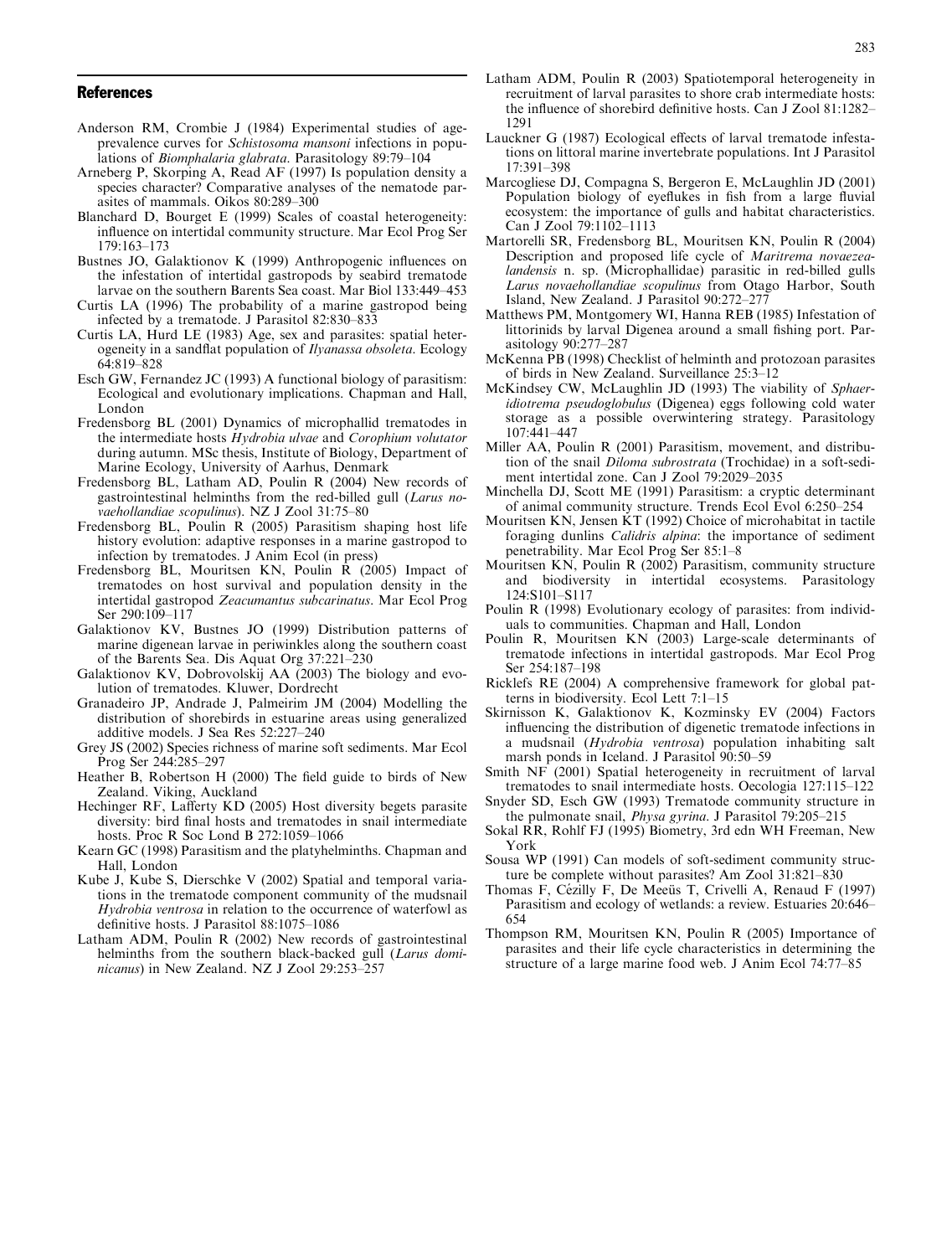## References

Anderson RM, Crombie J (1984) Experimental studies of age-prevalence curves for *Schistosoma mansoni* infections in populations of *Biomphalaria glabrata*. Parasitology 89:79–104

Arneberg P, Skorping A, Read AF (1997) Is population density a species character? Comparative analyses of the nematode parasites of mammals. Oikos 80:289–300

Blanchard D, Bourget E (1999) Scales of coastal heterogeneity: influence on intertidal community structure. Mar Ecol Prog Ser 179:163–173

Bustnes JO, Galaktionov K (1999) Anthropogenic influences on the infestation of intertidal gastropods by seabird trematode larvae on the southern Barents Sea coast. Mar Biol 133:449–453

Curtis LA (1996) The probability of a marine gastropod being infected by a trematode. J Parasitol 82:830–833

Curtis LA, Hurd LE (1983) Age, sex and parasites: spatial heterogeneity in a sandflat population of *Ilyanassa obsoleta*. Ecology 64:819–828

Esch GW, Fernandez JC (1993) A functional biology of parasitism: Ecological and evolutionary implications. Chapman and Hall, London

Fredensborg BL (2001) Dynamics of microphallid trematodes in the intermediate hosts *Hydrobia ulvae* and *Corophium volutator* during autumn. MSc thesis, Institute of Biology, Department of Marine Ecology, University of Aarhus, Denmark

Fredensborg BL, Latham AD, Poulin R (2004) New records of gastrointestinal helminths from the red-billed gull (*Larus novaehollandiae scopulinus*). NZ J Zool 31:75–80

Fredensborg BL, Poulin R (2005) Parasitism shaping host life history evolution: adaptive responses in a marine gastropod to infection by trematodes. J Anim Ecol (in press)

Fredensborg BL, Mouritsen KN, Poulin R (2005) Impact of trematodes on host survival and population density in the intertidal gastropod *Zeacumantus subcarinatus*. Mar Ecol Prog Ser 290:109–117

Galaktionov KV, Bustnes JO (1999) Distribution patterns of marine digenean larvae in periwinkles along the southern coast of the Barents Sea. Dis Aquat Org 37:221–230

Galaktionov KV, Dobrovolskij AA (2003) The biology and evolution of trematodes. Kluwer, Dordrecht

Granadeiro JP, Andrade J, Palmeirim JM (2004) Modelling the distribution of shorebirds in estuarine areas using generalized additive models. J Sea Res 52:227–240

Grey JS (2002) Species richness of marine soft sediments. Mar Ecol Prog Ser 244:285–297

Heather B, Robertson H (2000) The field guide to birds of New Zealand. Viking, Auckland

Hechinger RF, Lafferty KD (2005) Host diversity begets parasite diversity: bird final hosts and trematodes in snail intermediate hosts. Proc R Soc Lond B 272:1059–1066

Kearn GC (1998) Parasitism and the platyhelminths. Chapman and Hall, London

Kube J, Kube S, Dierschke V (2002) Spatial and temporal variations in the trematode component community of the mudsnail *Hydrobia ventrosa* in relation to the occurrence of waterfowl as definitive hosts. J Parasitol 88:1075–1086

Latham ADM, Poulin R (2002) New records of gastrointestinal helminths from the southern black-backed gull (*Larus dominicanus*) in New Zealand. NZ J Zool 29:253–257

Latham ADM, Poulin R (2003) Spatiotemporal heterogeneity in recruitment of larval parasites to shore crab intermediate hosts: the influence of shorebird definitive hosts. Can J Zool 81:1282–1291

Lauckner G (1987) Ecological effects of larval trematode infestations on littoral marine invertebrate populations. Int J Parasitol 17:391–398

Marcogliese DJ, Compagna S, Bergeron E, McLaughlin JD (2001) Population biology of eyeflukes in fish from a large fluvial ecosystem: the importance of gulls and habitat characteristics. Can J Zool 79:1102–1113

Martorelli SR, Fredensborg BL, Mouritsen KN, Poulin R (2004) Description and proposed life cycle of *Maritrema novaezealandensis* n. sp. (Microphallidae) parasitic in red-billed gulls *Larus novaehollandiae scopulinus* from Otago Harbor, South Island, New Zealand. J Parasitol 90:272–277

Matthews PM, Montgomery WI, Hanna REB (1985) Infestation of littorinids by larval Digenea around a small fishing port. Parasitology 90:277–287

McKenna PB (1998) Checklist of helminth and protozoan parasites of birds in New Zealand. Surveillance 25:3–12

McKindsey CW, McLaughlin JD (1993) The viability of *Sphaeridiotrema pseudoglobulus* (Digenea) eggs following cold water storage as a possible overwintering strategy. Parasitology 107:441–447

Miller AA, Poulin R (2001) Parasitism, movement, and distribution of the snail *Diloma subrostrata* (Trochidae) in a soft-sediment intertidal zone. Can J Zool 79:2029–2035

Minchella DJ, Scott ME (1991) Parasitism: a cryptic determinant of animal community structure. Trends Ecol Evol 6:250–254

Mouritsen KN, Jensen KT (1992) Choice of microhabitat in tactile foraging dunlins *Calidris alpina*: the importance of sediment penetrability. Mar Ecol Prog Ser 85:1–8

Mouritsen KN, Poulin R (2002) Parasitism, community structure and biodiversity in intertidal ecosystems. Parasitology 124:S101–S117

Poulin R (1998) Evolutionary ecology of parasites: from individuals to communities. Chapman and Hall, London

Poulin R, Mouritsen KN (2003) Large-scale determinants of trematode infections in intertidal gastropods. Mar Ecol Prog Ser 254:187–198

Ricklefs RE (2004) A comprehensive framework for global patterns in biodiversity. Ecol Lett 7:1–15

Skirnisson K, Galaktionov K, Kozminsky EV (2004) Factors influencing the distribution of digenetic trematode infections in a mudsnail (*Hydrobia ventrosa*) population inhabiting salt marsh ponds in Iceland. J Parasitol 90:50–59

Smith NF (2001) Spatial heterogeneity in recruitment of larval trematodes to snail intermediate hosts. Oecologia 127:115–122

Snyder SD, Esch GW (1993) Trematode community structure in the pulmonate snail, *Physa gyrina*. J Parasitol 79:205–215

Sokal RR, Rohlf FJ (1995) Biometry, 3rd edn WH Freeman, New York

Sousa WP (1991) Can models of soft-sediment community structure be complete without parasites? Am Zool 31:821–830

Thomas F, Cézilly F, De Meeüs T, Crivelli A, Renaud F (1997) Parasitism and ecology of wetlands: a review. Estuaries 20:646–654

Thompson RM, Mouritsen KN, Poulin R (2005) Importance of parasites and their life cycle characteristics in determining the structure of a large marine food web. J Anim Ecol 74:77–85